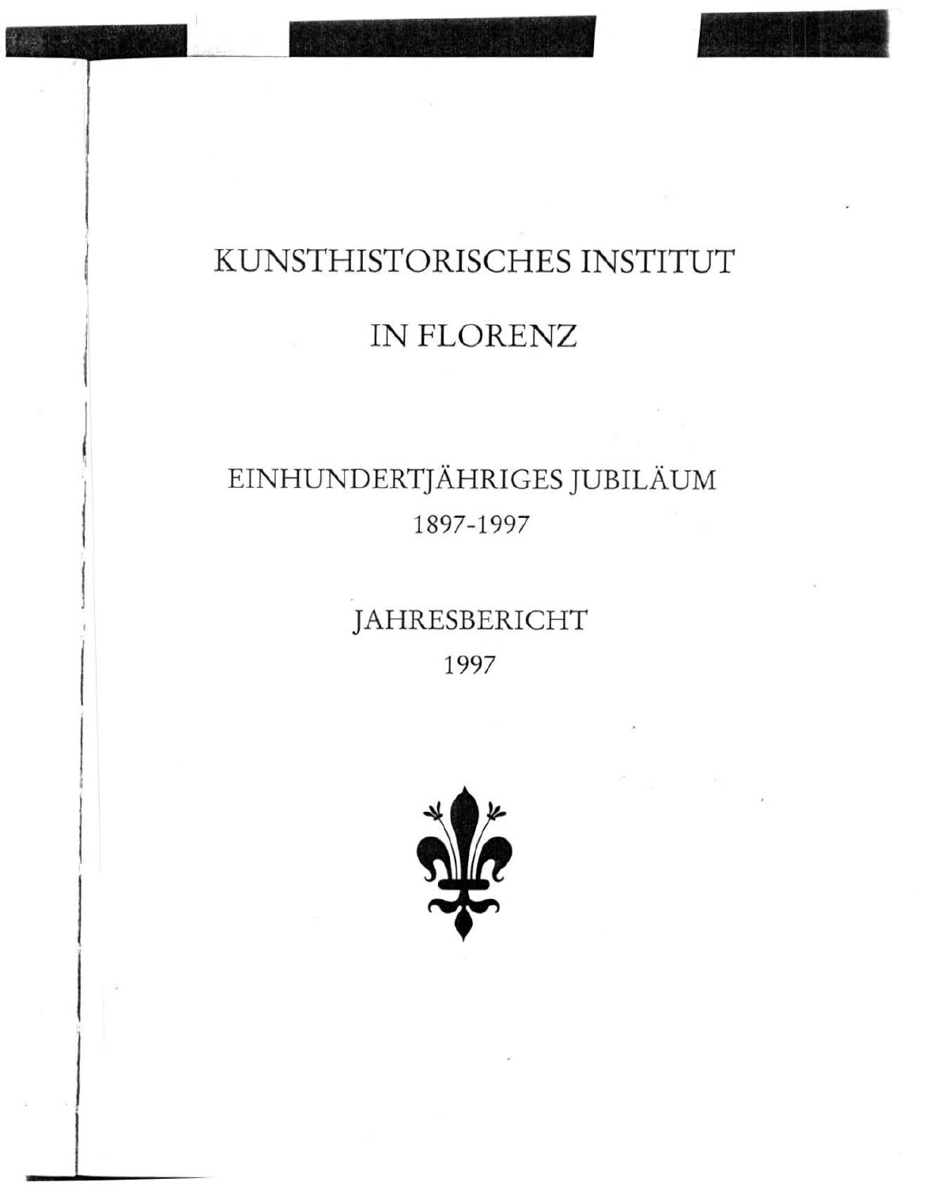# KUNSTHISTORISCHES INSTITUT

# IN FLORENZ

## EINHUNDERTJÄHRIGES JUBILÄUM

1897-1997

## JAHRESBERICHT

1997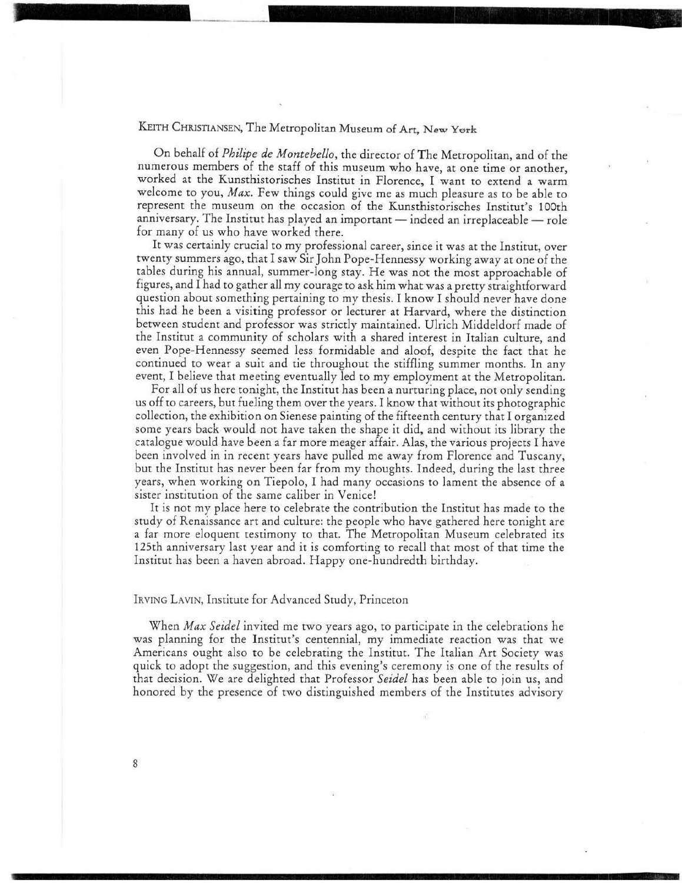KEITH CHRISTIANSEN, The Metropolitan Museum of Art, New York

On behalf of *Philipe de Montebello*, the director of The Metropolitan, and of the numerous members of the staff of this museum who have, at one time or another, worked at the Kunsthistorisches Institut in Florence, I want to extend a warm welcome to you, *Max*. Few things could give me as much pleasure as to be able to represent the museum on the occasion of the Kunsthistorisches Institut's 100th anniversary. The Institut has played an important — indeed an irreplaceable — role for many of us who have worked there.

It was certainly crucial to my professional career, since it was at the Institut, over twenty summers ago, that I saw Sir John Pope-Hennessy working away at one of the tables during his annual, summer-long stay. He was not the most approachable of figures, and I had to gather all my courage to ask him what was a pretty straightforward question about something pertaining to my thesis. I know I should never have done this had he been a visiting professor or lecturer at Harvard, where the distinction between student and professor was strictly maintained. Ulrich Middeldorf made of the Institut a community of scholars with a shared interest in Italian culture, and even Pope-Hennessy seemed less formidable and aloof, despite the fact that he continued to wear a suit and tie throughout the stiffling summer months. In any event, I believe that meeting eventually led to my employment at the Metropolitan.

For all of us here tonight, the Institut has been a nurturing place, not only sending us off to careers, but fueling them over the years. I know that without its photographic collection, the exhibition on Sienese painting of the fifteenth century that I organized some years back would not have taken the shape it did, and without its library the catalogue would have been a far more meager affair. Alas, the various projects I have been involved in in recent years have pulled me away from Florence and Tuscany, but the Institut has never been far from my thoughts. Indeed, during the last three years, when working on Tiepolo, I had many occasions to lament the absence of a sister institution of the same caliber in Venice!

It is not my place here to celebrate the contribution the Institut has made to the study of Renaissance art and culture: the people who have gathered here tonight are a far more eloquent testimony to that. The Metropolitan Museum celebrated its 125th anniversary last year and it is comforting to recall that most of that time the Institut has been a haven abroad. Happy one-hundredth birthday.

IRVING LAVIN, Institute for Advanced Study, Princeton

When *Max Seidel* invited me two years ago, to participate in the celebrations he was planning for the Institut's centennial, my immediate reaction was that we Americans ought also to be celebrating the Institut. The Italian Art Society was quick to adopt the suggestion, and this evening's ceremony is one of the results of that decision. We are delighted that Professor *Seidel* has been able to join us, and honored by the presence of two distinguished members of the Institutes advisory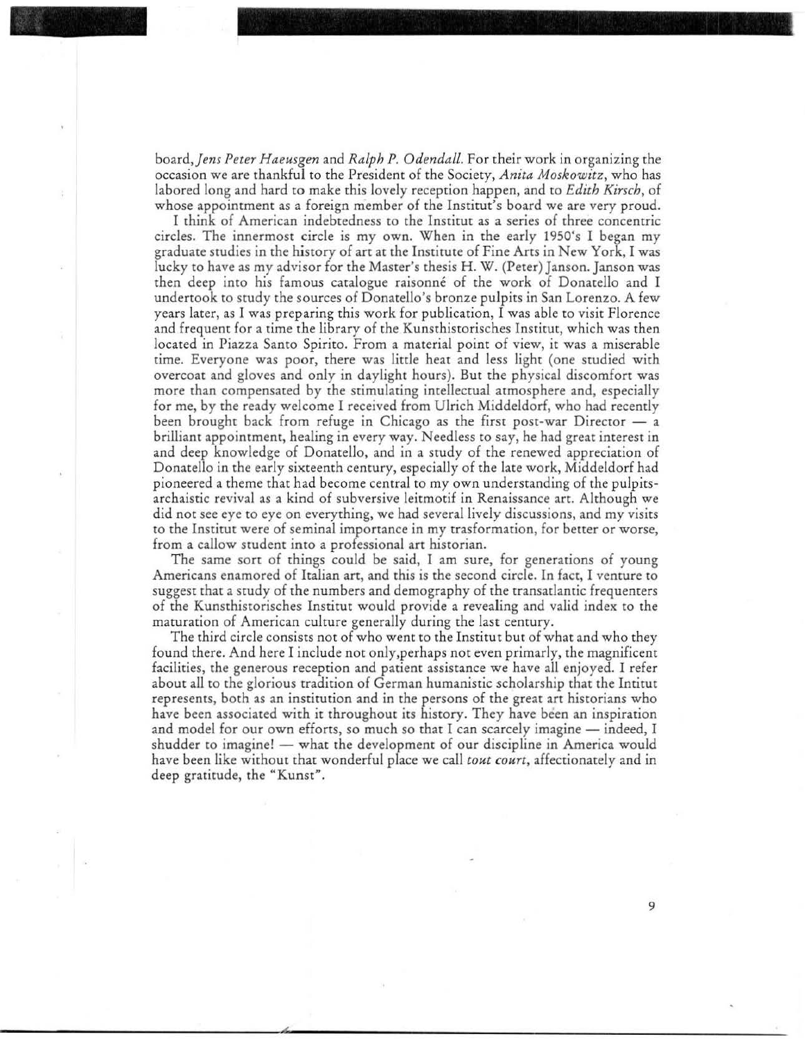board, *Jens Peter Haeusgen* and *Ralph P. Odendall*. For their work in organizing the occasion we are thankful to the President of the Society, *Anita Moskowitz*, who has labored long and hard to make this lovely reception happen, and to *Edith Kirsch*, of whose appointment as a foreign member of the Institut's board we are very proud.

I think of American indebtedness to the Institut as a series of three concentric circles. The innermost circle is my own. When in the early 1950's I began my graduate studies in the history of art at the Institute of Fine Arts in New York, I was lucky to have as my advisor for the Master's thesis H. W. (Peter) Janson. Janson was then deep into his famous catalogue raisonné of the work of Donatello and I undertook to study the sources of Donatello's bronze pulpits in San Lorenzo. A few years later, as I was preparing this work for publication, I was able to visit Florence and frequent for a time the library of the Kunsthistorisches Institut, which was then located in Piazza Santo Spirito. From a material point of view, it was a miserable time. Everyone was poor, there was little heat and less light (one studied with overcoat and gloves and only in daylight hours). But the physical discomfort was more than compensated by the stimulating intellectual atmosphere and, especially for me, by the ready welcome I received from Ulrich Middeldorf, who had recently been brought back from refuge in Chicago as the first post-war Director — a brilliant appointment, healing in every way. Needless to say, he had great interest in and deep knowledge of Donatello, and in a study of the renewed appreciation of Donatello in the early sixteenth century, especially of the late work, Middeldorf had pioneered a theme that had become central to my own understanding of the pulpits-archaistic revival as a kind of subversive leitmotif in Renaissance art. Although we did not see eye to eye on everything, we had several lively discussions, and my visits to the Institut were of seminal importance in my trasformation, for better or worse, from a callow student into a professional art historian.

The same sort of things could be said, I am sure, for generations of young Americans enamored of Italian art, and this is the second circle. In fact, I venture to suggest that a study of the numbers and demography of the transatlantic frequenters of the Kunsthistorisches Institut would provide a revealing and valid index to the maturation of American culture generally during the last century.

The third circle consists not of who went to the Institut but of what and who they found there. And here I include not only,perhaps not even primarily, the magnificent facilities, the generous reception and patient assistance we have all enjoyed. I refer about all to the glorious tradition of German humanistic scholarship that the Intitut represents, both as an institution and in the persons of the great art historians who have been associated with it throughout its history. They have been an inspiration and model for our own efforts, so much so that I can scarcely imagine — indeed, I shudder to imagine! — what the development of our discipline in America would have been like without that wonderful place we call *tout court*, affectionately and in deep gratitude, the "Kunst".